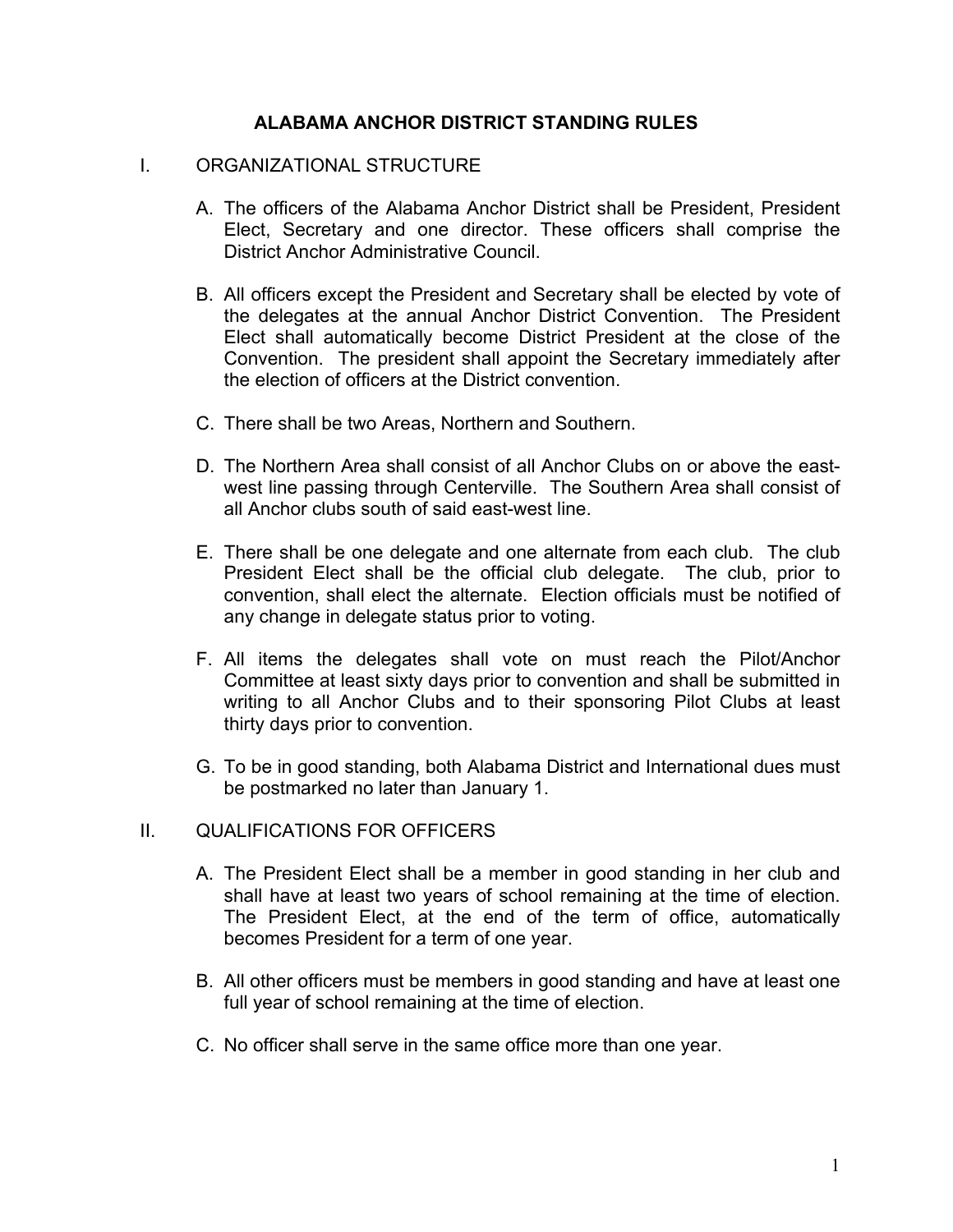# ALABAMA ANCHOR DISTRICT STANDING RULES

## I. ORGANIZATIONAL STRUCTURE

A. The officers of the Alabama Anchor District shall be President, President Elect, Secretary and one director. These officers shall comprise the District Anchor Administrative Council.

B. All officers except the President and Secretary shall be elected by vote of the delegates at the annual Anchor District Convention. The President Elect shall automatically become District President at the close of the Convention. The president shall appoint the Secretary immediately after the election of officers at the District convention.

C. There shall be two Areas, Northern and Southern.

D. The Northern Area shall consist of all Anchor Clubs on or above the east-west line passing through Centerville. The Southern Area shall consist of all Anchor clubs south of said east-west line.

E. There shall be one delegate and one alternate from each club. The club President Elect shall be the official club delegate. The club, prior to convention, shall elect the alternate. Election officials must be notified of any change in delegate status prior to voting.

F. All items the delegates shall vote on must reach the Pilot/Anchor Committee at least sixty days prior to convention and shall be submitted in writing to all Anchor Clubs and to their sponsoring Pilot Clubs at least thirty days prior to convention.

G. To be in good standing, both Alabama District and International dues must be postmarked no later than January 1.

## II. QUALIFICATIONS FOR OFFICERS

A. The President Elect shall be a member in good standing in her club and shall have at least two years of school remaining at the time of election. The President Elect, at the end of the term of office, automatically becomes President for a term of one year.

B. All other officers must be members in good standing and have at least one full year of school remaining at the time of election.

C. No officer shall serve in the same office more than one year.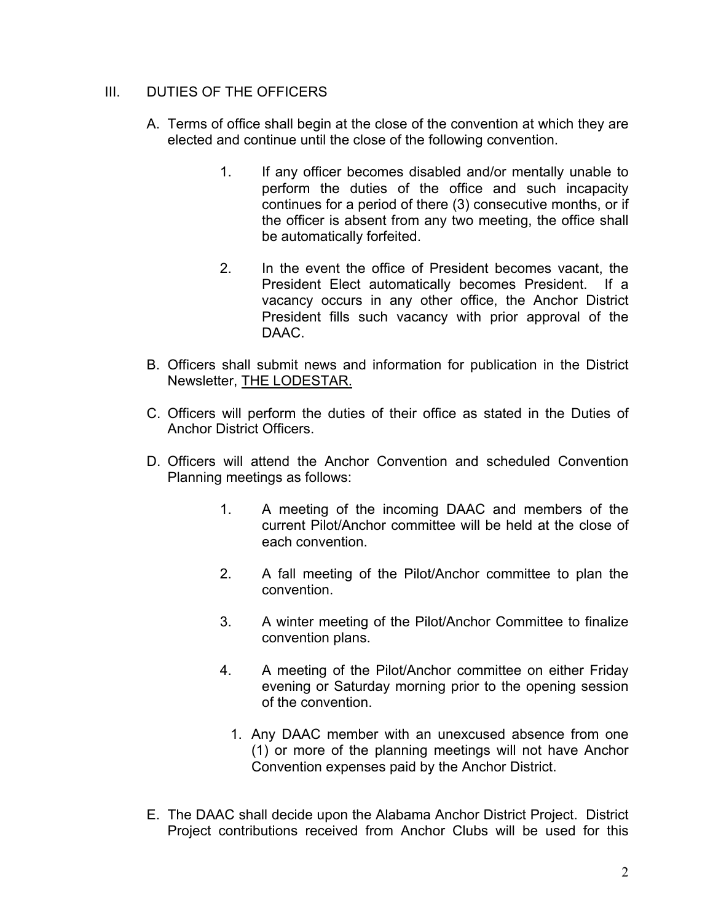## III. DUTIES OF THE OFFICERS

A. Terms of office shall begin at the close of the convention at which they are elected and continue until the close of the following convention.

   1. If any officer becomes disabled and/or mentally unable to perform the duties of the office and such incapacity continues for a period of there (3) consecutive months, or if the officer is absent from any two meeting, the office shall be automatically forfeited.

   2. In the event the office of President becomes vacant, the President Elect automatically becomes President. If a vacancy occurs in any other office, the Anchor District President fills such vacancy with prior approval of the DAAC.

B. Officers shall submit news and information for publication in the District Newsletter, THE LODESTAR.

C. Officers will perform the duties of their office as stated in the Duties of Anchor District Officers.

D. Officers will attend the Anchor Convention and scheduled Convention Planning meetings as follows:

   1. A meeting of the incoming DAAC and members of the current Pilot/Anchor committee will be held at the close of each convention.

   2. A fall meeting of the Pilot/Anchor committee to plan the convention.

   3. A winter meeting of the Pilot/Anchor Committee to finalize convention plans.

   4. A meeting of the Pilot/Anchor committee on either Friday evening or Saturday morning prior to the opening session of the convention.

      1. Any DAAC member with an unexcused absence from one (1) or more of the planning meetings will not have Anchor Convention expenses paid by the Anchor District.

E. The DAAC shall decide upon the Alabama Anchor District Project. District Project contributions received from Anchor Clubs will be used for this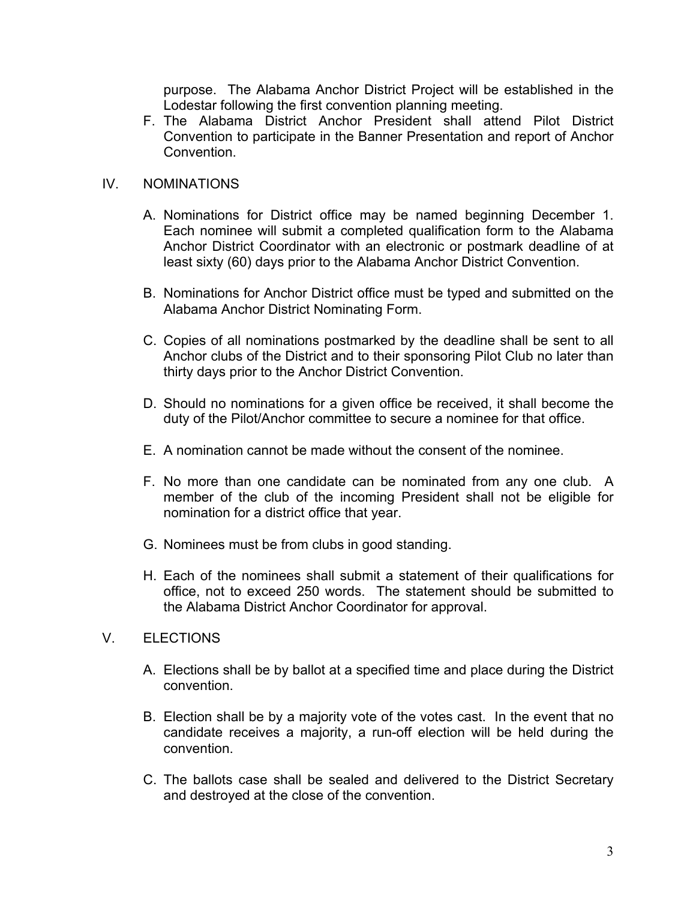purpose. The Alabama Anchor District Project will be established in the Lodestar following the first convention planning meeting.

F. The Alabama District Anchor President shall attend Pilot District Convention to participate in the Banner Presentation and report of Anchor Convention.

## IV. NOMINATIONS

A. Nominations for District office may be named beginning December 1. Each nominee will submit a completed qualification form to the Alabama Anchor District Coordinator with an electronic or postmark deadline of at least sixty (60) days prior to the Alabama Anchor District Convention.

B. Nominations for Anchor District office must be typed and submitted on the Alabama Anchor District Nominating Form.

C. Copies of all nominations postmarked by the deadline shall be sent to all Anchor clubs of the District and to their sponsoring Pilot Club no later than thirty days prior to the Anchor District Convention.

D. Should no nominations for a given office be received, it shall become the duty of the Pilot/Anchor committee to secure a nominee for that office.

E. A nomination cannot be made without the consent of the nominee.

F. No more than one candidate can be nominated from any one club. A member of the club of the incoming President shall not be eligible for nomination for a district office that year.

G. Nominees must be from clubs in good standing.

H. Each of the nominees shall submit a statement of their qualifications for office, not to exceed 250 words. The statement should be submitted to the Alabama District Anchor Coordinator for approval.

## V. ELECTIONS

A. Elections shall be by ballot at a specified time and place during the District convention.

B. Election shall be by a majority vote of the votes cast. In the event that no candidate receives a majority, a run-off election will be held during the convention.

C. The ballots case shall be sealed and delivered to the District Secretary and destroyed at the close of the convention.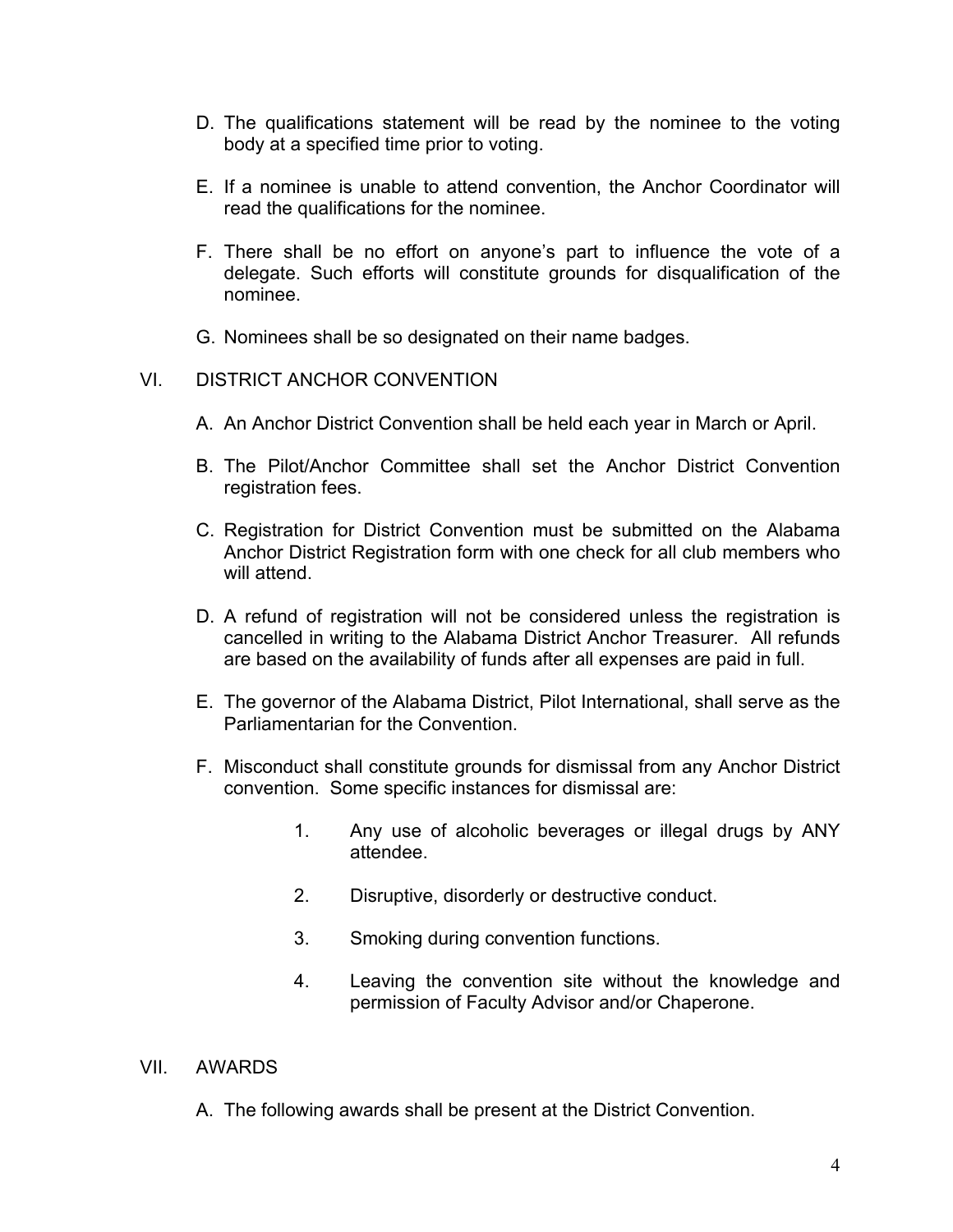D. The qualifications statement will be read by the nominee to the voting body at a specified time prior to voting.

E. If a nominee is unable to attend convention, the Anchor Coordinator will read the qualifications for the nominee.

F. There shall be no effort on anyone's part to influence the vote of a delegate. Such efforts will constitute grounds for disqualification of the nominee.

G. Nominees shall be so designated on their name badges.

## VI. DISTRICT ANCHOR CONVENTION

A. An Anchor District Convention shall be held each year in March or April.

B. The Pilot/Anchor Committee shall set the Anchor District Convention registration fees.

C. Registration for District Convention must be submitted on the Alabama Anchor District Registration form with one check for all club members who will attend.

D. A refund of registration will not be considered unless the registration is cancelled in writing to the Alabama District Anchor Treasurer. All refunds are based on the availability of funds after all expenses are paid in full.

E. The governor of the Alabama District, Pilot International, shall serve as the Parliamentarian for the Convention.

F. Misconduct shall constitute grounds for dismissal from any Anchor District convention. Some specific instances for dismissal are:

   1. Any use of alcoholic beverages or illegal drugs by ANY attendee.

   2. Disruptive, disorderly or destructive conduct.

   3. Smoking during convention functions.

   4. Leaving the convention site without the knowledge and permission of Faculty Advisor and/or Chaperone.

## VII. AWARDS

A. The following awards shall be present at the District Convention.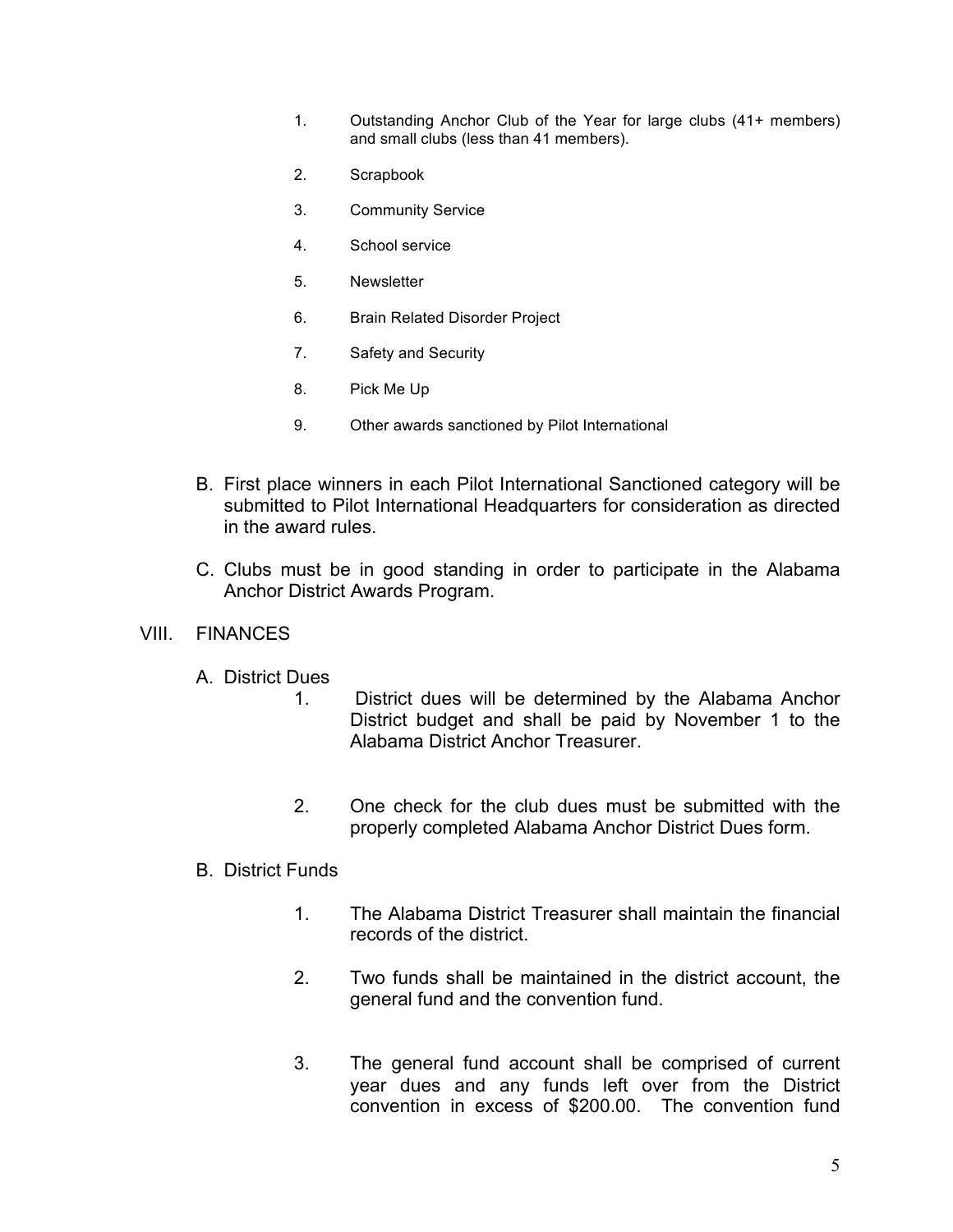1. Outstanding Anchor Club of the Year for large clubs (41+ members) and small clubs (less than 41 members).
2. Scrapbook
3. Community Service
4. School service
5. Newsletter
6. Brain Related Disorder Project
7. Safety and Security
8. Pick Me Up
9. Other awards sanctioned by Pilot International

B. First place winners in each Pilot International Sanctioned category will be submitted to Pilot International Headquarters for consideration as directed in the award rules.

C. Clubs must be in good standing in order to participate in the Alabama Anchor District Awards Program.

## VIII. FINANCES

A. District Dues

1. District dues will be determined by the Alabama Anchor District budget and shall be paid by November 1 to the Alabama District Anchor Treasurer.

2. One check for the club dues must be submitted with the properly completed Alabama Anchor District Dues form.

B. District Funds

1. The Alabama District Treasurer shall maintain the financial records of the district.

2. Two funds shall be maintained in the district account, the general fund and the convention fund.

3. The general fund account shall be comprised of current year dues and any funds left over from the District convention in excess of $200.00. The convention fund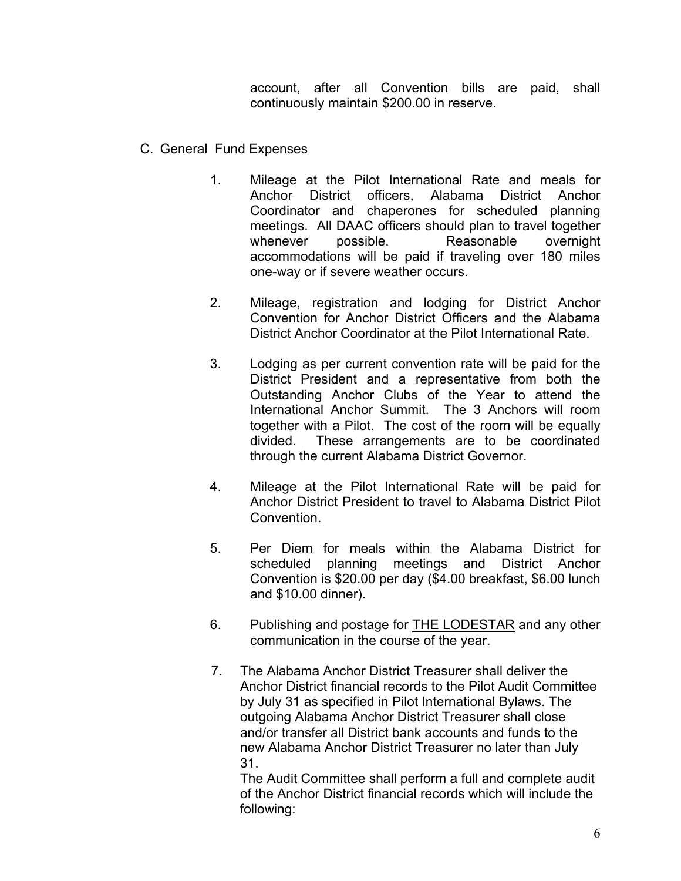account, after all Convention bills are paid, shall continuously maintain $200.00 in reserve.

C. General Fund Expenses

1. Mileage at the Pilot International Rate and meals for Anchor District officers, Alabama District Anchor Coordinator and chaperones for scheduled planning meetings. All DAAC officers should plan to travel together whenever possible. Reasonable overnight accommodations will be paid if traveling over 180 miles one-way or if severe weather occurs.

2. Mileage, registration and lodging for District Anchor Convention for Anchor District Officers and the Alabama District Anchor Coordinator at the Pilot International Rate.

3. Lodging as per current convention rate will be paid for the District President and a representative from both the Outstanding Anchor Clubs of the Year to attend the International Anchor Summit. The 3 Anchors will room together with a Pilot. The cost of the room will be equally divided. These arrangements are to be coordinated through the current Alabama District Governor.

4. Mileage at the Pilot International Rate will be paid for Anchor District President to travel to Alabama District Pilot Convention.

5. Per Diem for meals within the Alabama District for scheduled planning meetings and District Anchor Convention is $20.00 per day ($4.00 breakfast, $6.00 lunch and $10.00 dinner).

6. Publishing and postage for <u>THE LODESTAR</u> and any other communication in the course of the year.

7. The Alabama Anchor District Treasurer shall deliver the Anchor District financial records to the Pilot Audit Committee by July 31 as specified in Pilot International Bylaws. The outgoing Alabama Anchor District Treasurer shall close and/or transfer all District bank accounts and funds to the new Alabama Anchor District Treasurer no later than July 31.
   The Audit Committee shall perform a full and complete audit of the Anchor District financial records which will include the following: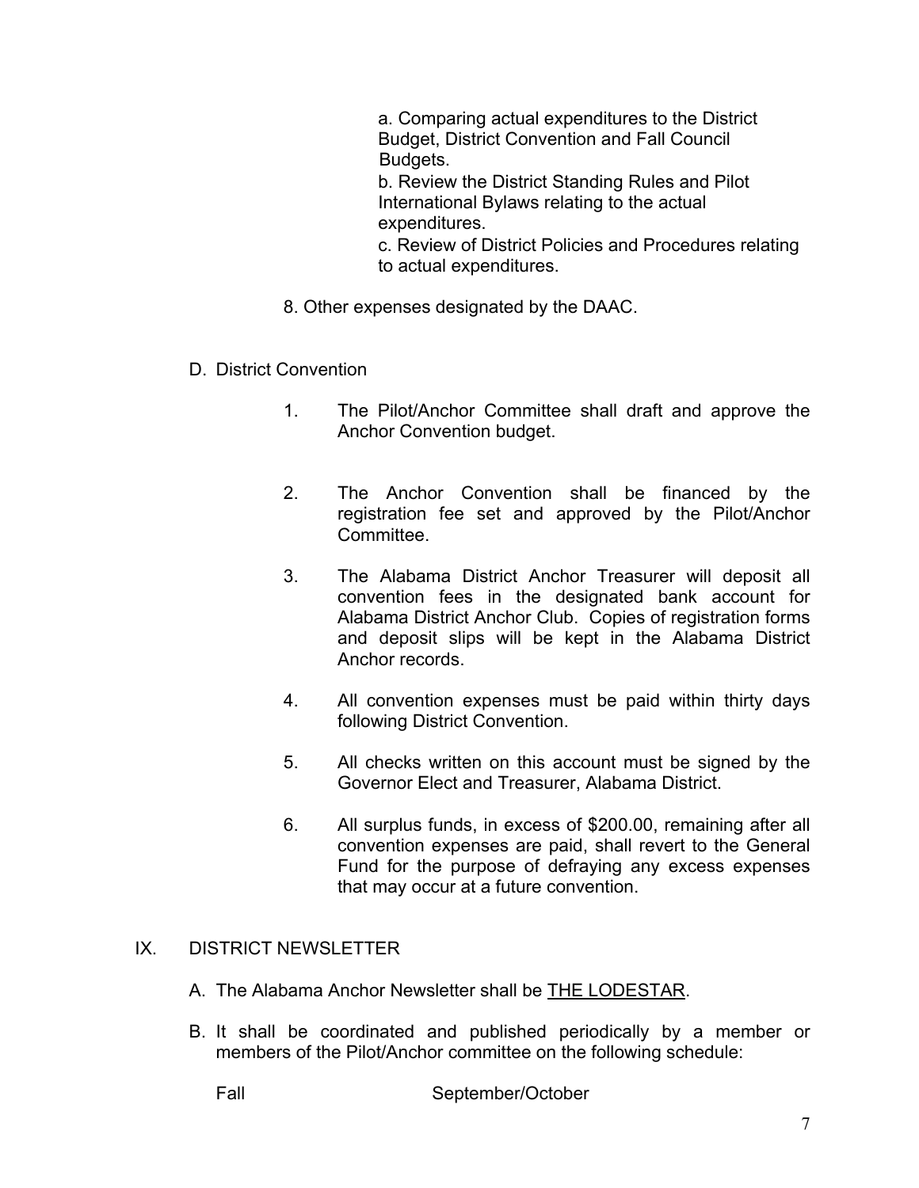a. Comparing actual expenditures to the District Budget, District Convention and Fall Council Budgets.
b. Review the District Standing Rules and Pilot International Bylaws relating to the actual expenditures.
c. Review of District Policies and Procedures relating to actual expenditures.

8. Other expenses designated by the DAAC.

D. District Convention

1. The Pilot/Anchor Committee shall draft and approve the Anchor Convention budget.

2. The Anchor Convention shall be financed by the registration fee set and approved by the Pilot/Anchor Committee.

3. The Alabama District Anchor Treasurer will deposit all convention fees in the designated bank account for Alabama District Anchor Club. Copies of registration forms and deposit slips will be kept in the Alabama District Anchor records.

4. All convention expenses must be paid within thirty days following District Convention.

5. All checks written on this account must be signed by the Governor Elect and Treasurer, Alabama District.

6. All surplus funds, in excess of $200.00, remaining after all convention expenses are paid, shall revert to the General Fund for the purpose of defraying any excess expenses that may occur at a future convention.

IX. DISTRICT NEWSLETTER

A. The Alabama Anchor Newsletter shall be THE LODESTAR.

B. It shall be coordinated and published periodically by a member or members of the Pilot/Anchor committee on the following schedule:

Fall September/October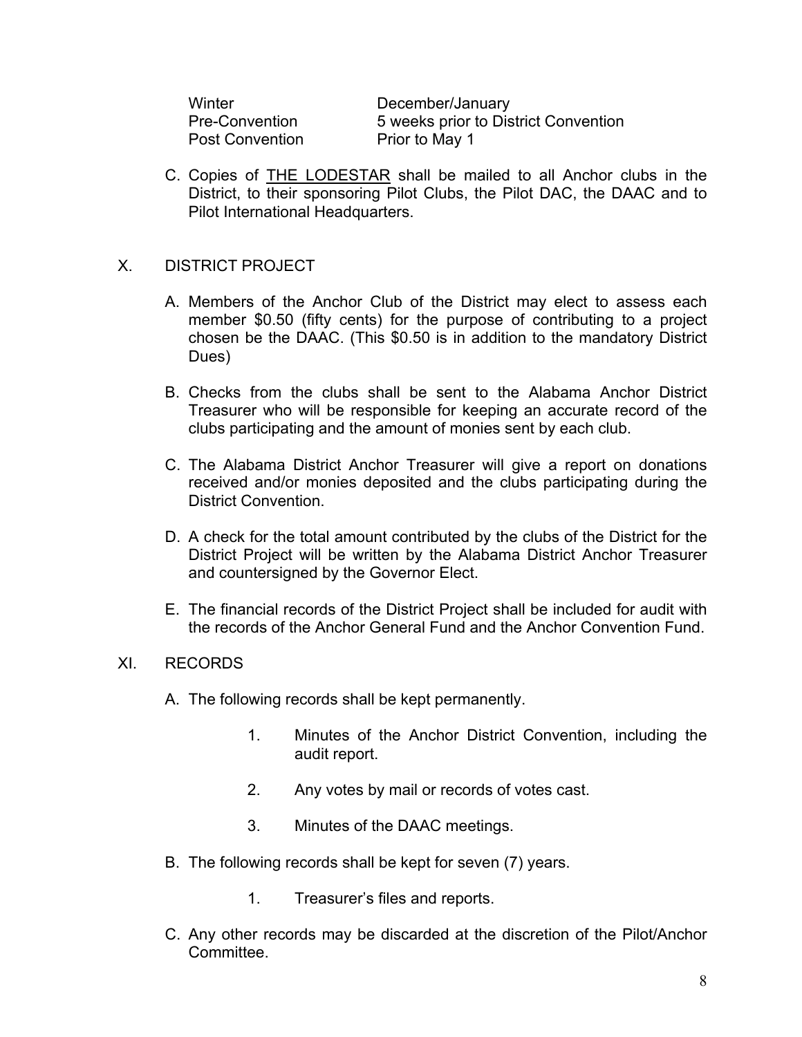| | |
|---|---|
| Winter | December/January |
| Pre-Convention | 5 weeks prior to District Convention |
| Post Convention | Prior to May 1 |

C. Copies of <u>THE LODESTAR</u> shall be mailed to all Anchor clubs in the District, to their sponsoring Pilot Clubs, the Pilot DAC, the DAAC and to Pilot International Headquarters.

## X. DISTRICT PROJECT

A. Members of the Anchor Club of the District may elect to assess each member $0.50 (fifty cents) for the purpose of contributing to a project chosen be the DAAC. (This $0.50 is in addition to the mandatory District Dues)

B. Checks from the clubs shall be sent to the Alabama Anchor District Treasurer who will be responsible for keeping an accurate record of the clubs participating and the amount of monies sent by each club.

C. The Alabama District Anchor Treasurer will give a report on donations received and/or monies deposited and the clubs participating during the District Convention.

D. A check for the total amount contributed by the clubs of the District for the District Project will be written by the Alabama District Anchor Treasurer and countersigned by the Governor Elect.

E. The financial records of the District Project shall be included for audit with the records of the Anchor General Fund and the Anchor Convention Fund.

## XI. RECORDS

A. The following records shall be kept permanently.

1. Minutes of the Anchor District Convention, including the audit report.
2. Any votes by mail or records of votes cast.
3. Minutes of the DAAC meetings.

B. The following records shall be kept for seven (7) years.

1. Treasurer's files and reports.

C. Any other records may be discarded at the discretion of the Pilot/Anchor Committee.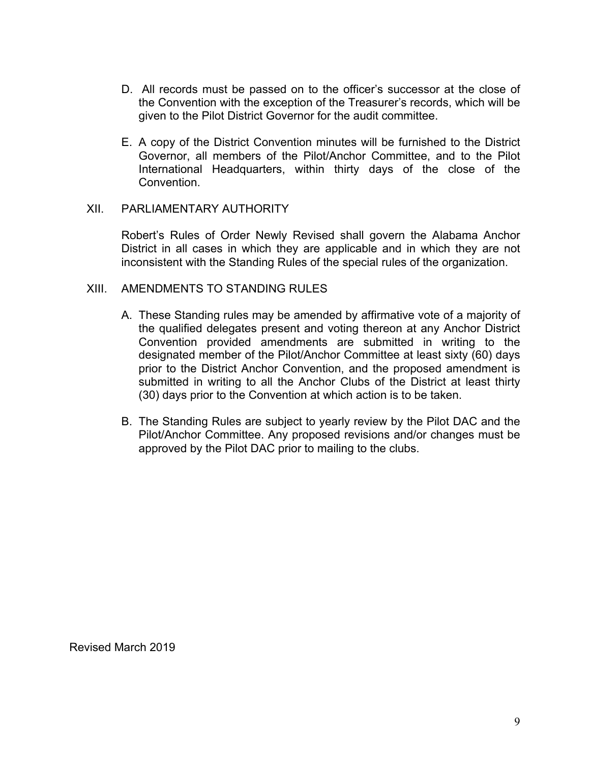D. All records must be passed on to the officer's successor at the close of the Convention with the exception of the Treasurer's records, which will be given to the Pilot District Governor for the audit committee.

E. A copy of the District Convention minutes will be furnished to the District Governor, all members of the Pilot/Anchor Committee, and to the Pilot International Headquarters, within thirty days of the close of the Convention.

## XII. PARLIAMENTARY AUTHORITY

Robert's Rules of Order Newly Revised shall govern the Alabama Anchor District in all cases in which they are applicable and in which they are not inconsistent with the Standing Rules of the special rules of the organization.

## XIII. AMENDMENTS TO STANDING RULES

A. These Standing rules may be amended by affirmative vote of a majority of the qualified delegates present and voting thereon at any Anchor District Convention provided amendments are submitted in writing to the designated member of the Pilot/Anchor Committee at least sixty (60) days prior to the District Anchor Convention, and the proposed amendment is submitted in writing to all the Anchor Clubs of the District at least thirty (30) days prior to the Convention at which action is to be taken.

B. The Standing Rules are subject to yearly review by the Pilot DAC and the Pilot/Anchor Committee. Any proposed revisions and/or changes must be approved by the Pilot DAC prior to mailing to the clubs.

Revised March 2019